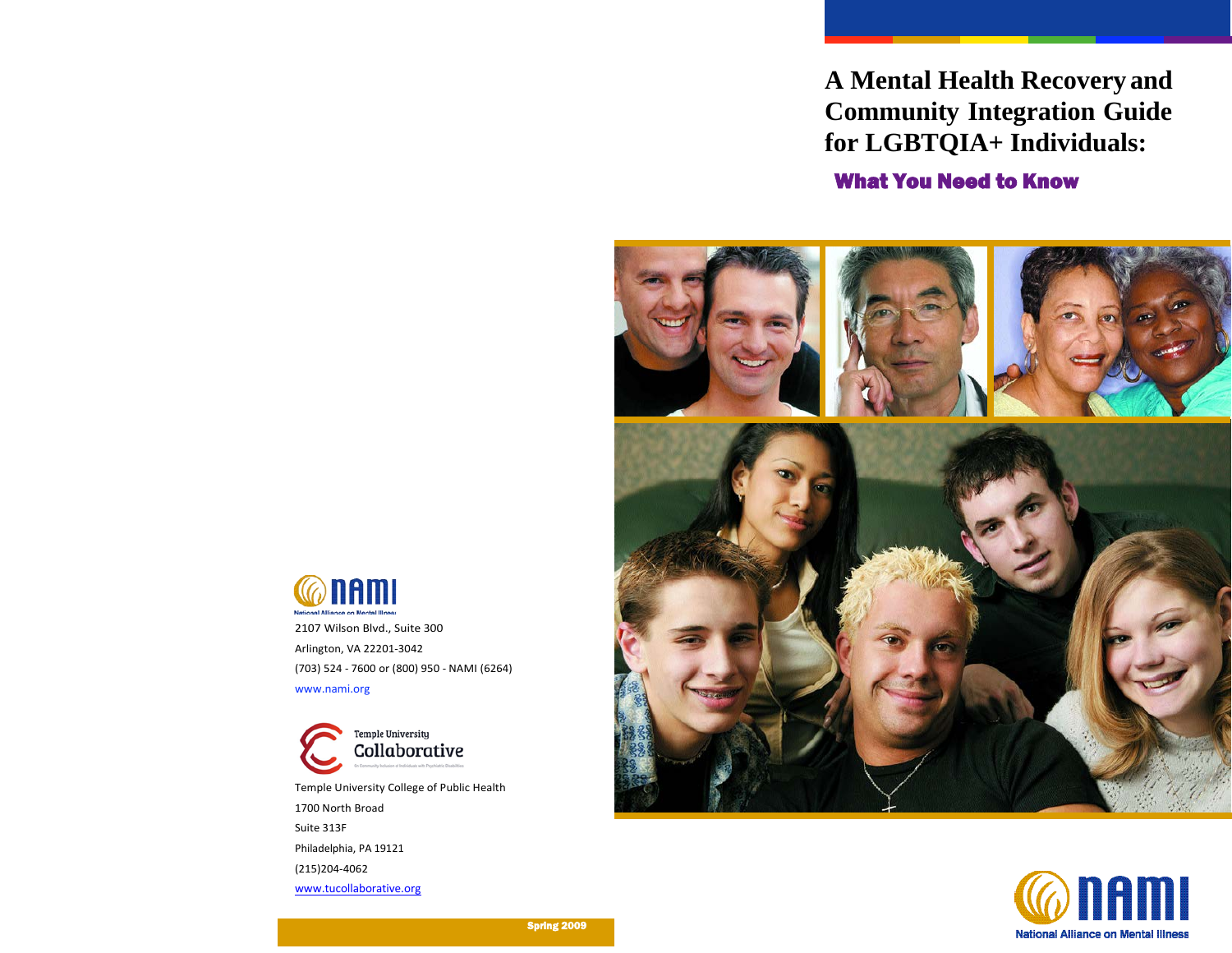# A Mental Health Recovery and Community Integration Guide for LGBTQIA+ Individuals:

## What You Need to Know

NAMI
National Alliance on Mental Illness

2107 Wilson Blvd., Suite 300

Arlington, VA 22201-3042

(703) 524 - 7600 or (800) 950 - NAMI (6264)

www.nami.org

Temple University Collaborative

On Community Inclusion of Individuals with Psychiatric Disabilities

Temple University College of Public Health

1700 North Broad

Suite 313F

Philadelphia, PA 19121

(215)204-4062

www.tucollaborative.org

**Spring 2009**

NAMI
National Alliance on Mental Illness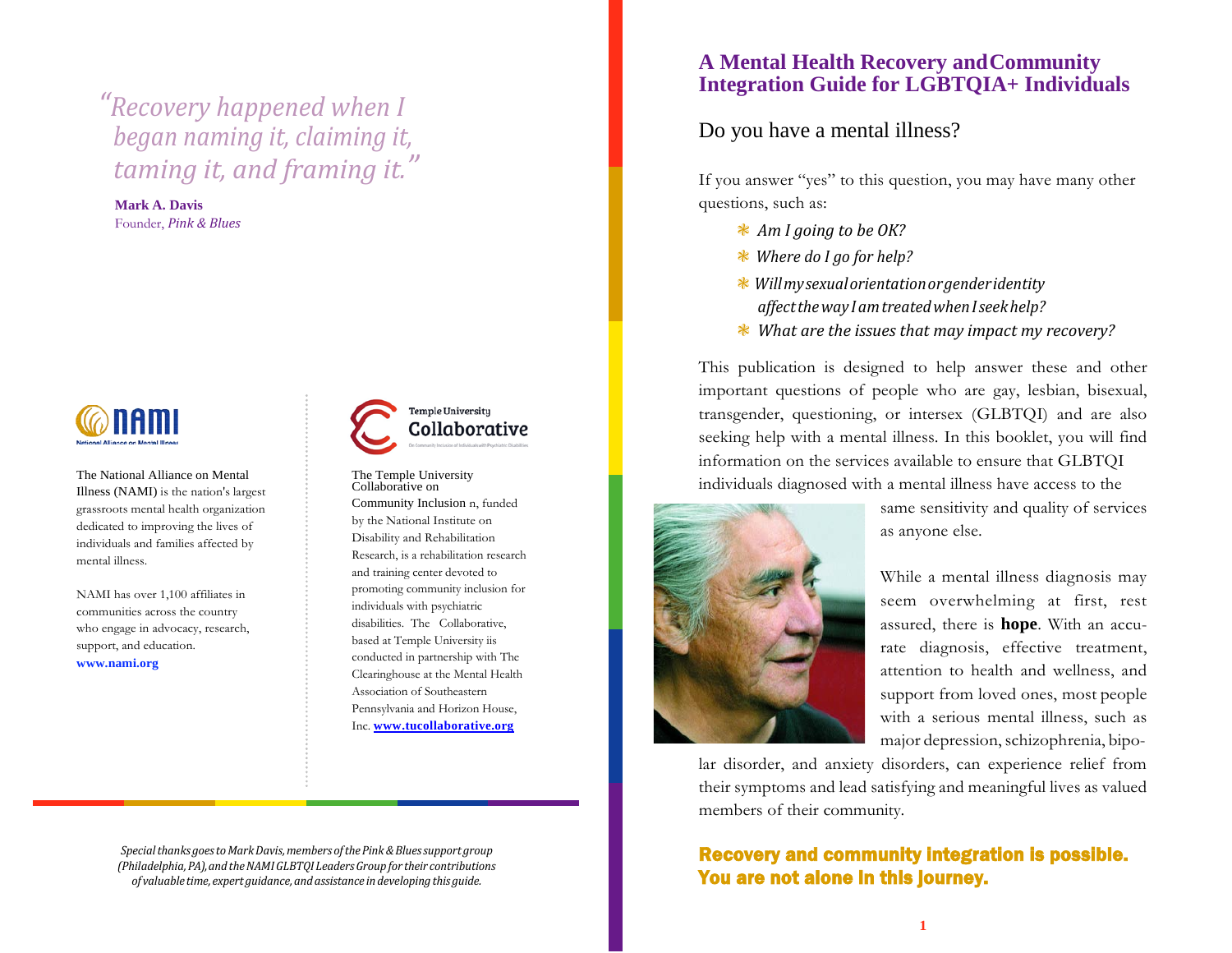*"Recovery happened when I began naming it, claiming it, taming it, and framing it."*

**Mark A. Davis**
Founder, *Pink & Blues*

The National Alliance on Mental Illness (NAMI) is the nation's largest grassroots mental health organization dedicated to improving the lives of individuals and families affected by mental illness.

NAMI has over 1,100 affiliates in communities across the country who engage in advocacy, research, support, and education.
**www.nami.org**

The Temple University Collaborative on Community Inclusion n, funded by the National Institute on Disability and Rehabilitation Research, is a rehabilitation research and training center devoted to promoting community inclusion for individuals with psychiatric disabilities. The Collaborative, based at Temple University iis conducted in partnership with The Clearinghouse at the Mental Health Association of Southeastern Pennsylvania and Horizon House, Inc. **www.tucollaborative.org**

*Special thanks goes to Mark Davis, members of the Pink & Blues support group (Philadelphia, PA), and the NAMI GLBTQI Leaders Group for their contributions of valuable time, expert guidance, and assistance in developing this guide.*

# A Mental Health Recovery and Community Integration Guide for LGBTQIA+ Individuals

## Do you have a mental illness?

If you answer "yes" to this question, you may have many other questions, such as:

- *Am I going to be OK?*
- *Where do I go for help?*
- *Will my sexual orientation or gender identity affect the way I am treated when I seek help?*
- *What are the issues that may impact my recovery?*

This publication is designed to help answer these and other important questions of people who are gay, lesbian, bisexual, transgender, questioning, or intersex (GLBTQI) and are also seeking help with a mental illness. In this booklet, you will find information on the services available to ensure that GLBTQI individuals diagnosed with a mental illness have access to the same sensitivity and quality of services as anyone else.

While a mental illness diagnosis may seem overwhelming at first, rest assured, there is **hope**. With an accurate diagnosis, effective treatment, attention to health and wellness, and support from loved ones, most people with a serious mental illness, such as major depression, schizophrenia, bipolar disorder, and anxiety disorders, can experience relief from their symptoms and lead satisfying and meaningful lives as valued members of their community.

**Recovery and community integration is possible. You are not alone in this journey.**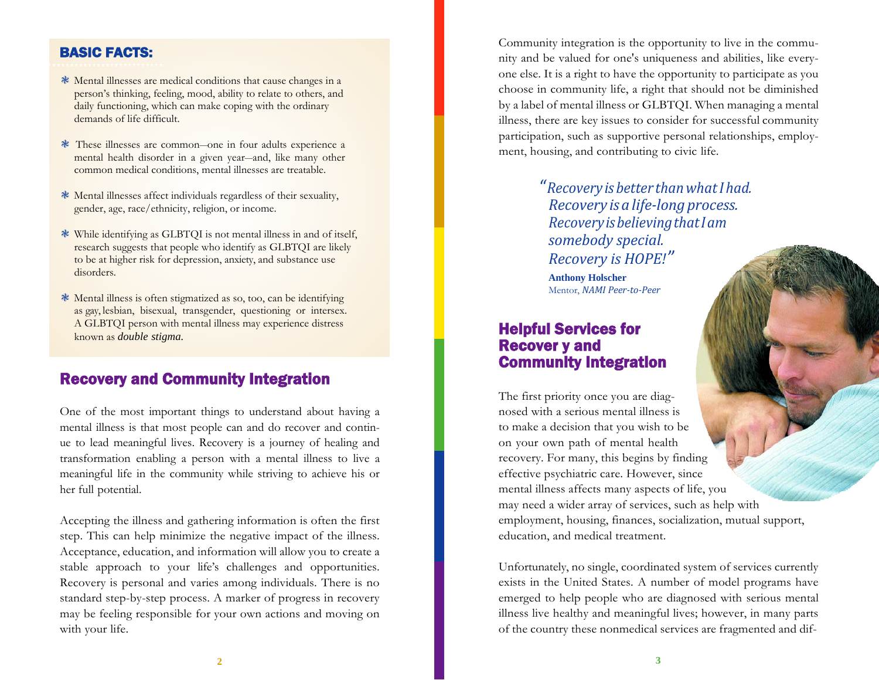## BASIC FACTS:

- Mental illnesses are medical conditions that cause changes in a person's thinking, feeling, mood, ability to relate to others, and daily functioning, which can make coping with the ordinary demands of life difficult.
- These illnesses are common—one in four adults experience a mental health disorder in a given year—and, like many other common medical conditions, mental illnesses are treatable.
- Mental illnesses affect individuals regardless of their sexuality, gender, age, race/ethnicity, religion, or income.
- While identifying as GLBTQI is not mental illness in and of itself, research suggests that people who identify as GLBTQI are likely to be at higher risk for depression, anxiety, and substance use disorders.
- Mental illness is often stigmatized as so, too, can be identifying as gay, lesbian, bisexual, transgender, questioning or intersex. A GLBTQI person with mental illness may experience distress known as *double stigma.*

## Recovery and Community Integration

One of the most important things to understand about having a mental illness is that most people can and do recover and continue to lead meaningful lives. Recovery is a journey of healing and transformation enabling a person with a mental illness to live a meaningful life in the community while striving to achieve his or her full potential.

Accepting the illness and gathering information is often the first step. This can help minimize the negative impact of the illness. Acceptance, education, and information will allow you to create a stable approach to your life's challenges and opportunities. Recovery is personal and varies among individuals. There is no standard step-by-step process. A marker of progress in recovery may be feeling responsible for your own actions and moving on with your life.

Community integration is the opportunity to live in the community and be valued for one's uniqueness and abilities, like everyone else. It is a right to have the opportunity to participate as you choose in community life, a right that should not be diminished by a label of mental illness or GLBTQI. When managing a mental illness, there are key issues to consider for successful community participation, such as supportive personal relationships, employment, housing, and contributing to civic life.

> *"Recovery is better than what I had. Recovery is a life-long process. Recovery is believing that I am somebody special. Recovery is HOPE!"*
>
> **Anthony Holscher**
> Mentor, *NAMI Peer-to-Peer*

## Helpful Services for Recovery and Community Integration

The first priority once you are diagnosed with a serious mental illness is to make a decision that you wish to be on your own path of mental health recovery. For many, this begins by finding effective psychiatric care. However, since mental illness affects many aspects of life, you may need a wider array of services, such as help with employment, housing, finances, socialization, mutual support, education, and medical treatment.

Unfortunately, no single, coordinated system of services currently exists in the United States. A number of model programs have emerged to help people who are diagnosed with serious mental illness live healthy and meaningful lives; however, in many parts of the country these nonmedical services are fragmented and dif-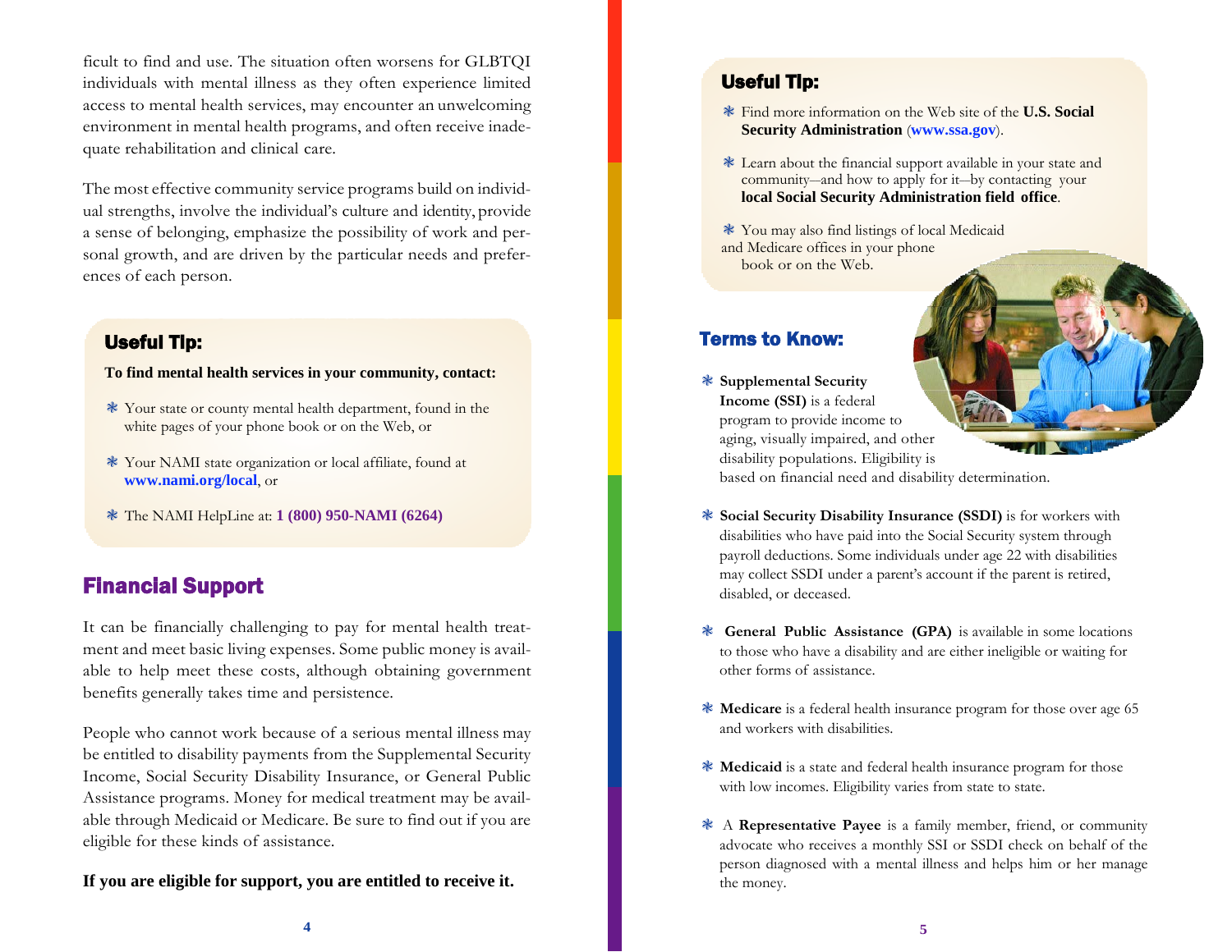ficult to find and use. The situation often worsens for GLBTQI individuals with mental illness as they often experience limited access to mental health services, may encounter an unwelcoming environment in mental health programs, and often receive inadequate rehabilitation and clinical care.

The most effective community service programs build on individual strengths, involve the individual's culture and identity, provide a sense of belonging, emphasize the possibility of work and personal growth, and are driven by the particular needs and preferences of each person.

### Useful Tip:

**To find mental health services in your community, contact:**

- Your state or county mental health department, found in the white pages of your phone book or on the Web, or
- Your NAMI state organization or local affiliate, found at **www.nami.org/local**, or
- The NAMI HelpLine at: **1 (800) 950-NAMI (6264)**

## Financial Support

It can be financially challenging to pay for mental health treatment and meet basic living expenses. Some public money is available to help meet these costs, although obtaining government benefits generally takes time and persistence.

People who cannot work because of a serious mental illness may be entitled to disability payments from the Supplemental Security Income, Social Security Disability Insurance, or General Public Assistance programs. Money for medical treatment may be available through Medicaid or Medicare. Be sure to find out if you are eligible for these kinds of assistance.

**If you are eligible for support, you are entitled to receive it.**

### Useful Tip:

- Find more information on the Web site of the **U.S. Social Security Administration** (**www.ssa.gov**).
- Learn about the financial support available in your state and community—and how to apply for it—by contacting your **local Social Security Administration field office**.
- You may also find listings of local Medicaid and Medicare offices in your phone book or on the Web.

### Terms to Know:

- **Supplemental Security Income (SSI)** is a federal program to provide income to aging, visually impaired, and other disability populations. Eligibility is based on financial need and disability determination.
- **Social Security Disability Insurance (SSDI)** is for workers with disabilities who have paid into the Social Security system through payroll deductions. Some individuals under age 22 with disabilities may collect SSDI under a parent's account if the parent is retired, disabled, or deceased.
- **General Public Assistance (GPA)** is available in some locations to those who have a disability and are either ineligible or waiting for other forms of assistance.
- **Medicare** is a federal health insurance program for those over age 65 and workers with disabilities.
- **Medicaid** is a state and federal health insurance program for those with low incomes. Eligibility varies from state to state.
- A **Representative Payee** is a family member, friend, or community advocate who receives a monthly SSI or SSDI check on behalf of the person diagnosed with a mental illness and helps him or her manage the money.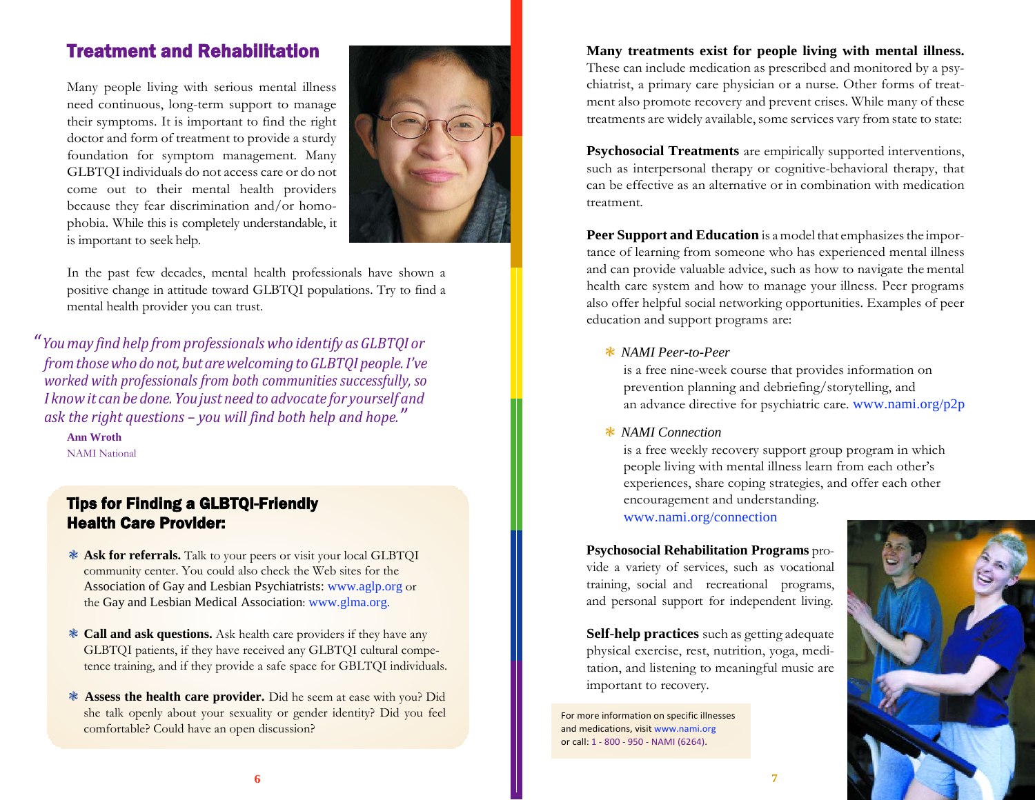## Treatment and Rehabilitation

Many people living with serious mental illness need continuous, long-term support to manage their symptoms. It is important to find the right doctor and form of treatment to provide a sturdy foundation for symptom management. Many GLBTQI individuals do not access care or do not come out to their mental health providers because they fear discrimination and/or homophobia. While this is completely understandable, it is important to seek help.

In the past few decades, mental health professionals have shown a positive change in attitude toward GLBTQI populations. Try to find a mental health provider you can trust.

> *"You may find help from professionals who identify as GLBTQI or from those who do not, but are welcoming to GLBTQI people. I've worked with professionals from both communities successfully, so I know it can be done. You just need to advocate for yourself and ask the right questions – you will find both help and hope."*
>
> **Ann Wroth**
> NAMI National

### Tips for Finding a GLBTQI-Friendly Health Care Provider:

- **Ask for referrals.** Talk to your peers or visit your local GLBTQI community center. You could also check the Web sites for the Association of Gay and Lesbian Psychiatrists: www.aglp.org or the Gay and Lesbian Medical Association: www.glma.org.
- **Call and ask questions.** Ask health care providers if they have any GLBTQI patients, if they have received any GLBTQI cultural competence training, and if they provide a safe space for GBLTQI individuals.
- **Assess the health care provider.** Did he seem at ease with you? Did she talk openly about your sexuality or gender identity? Did you feel comfortable? Could have an open discussion?

**Many treatments exist for people living with mental illness.** These can include medication as prescribed and monitored by a psychiatrist, a primary care physician or a nurse. Other forms of treatment also promote recovery and prevent crises. While many of these treatments are widely available, some services vary from state to state:

**Psychosocial Treatments** are empirically supported interventions, such as interpersonal therapy or cognitive-behavioral therapy, that can be effective as an alternative or in combination with medication treatment.

**Peer Support and Education** is a model that emphasizes the importance of learning from someone who has experienced mental illness and can provide valuable advice, such as how to navigate the mental health care system and how to manage your illness. Peer programs also offer helpful social networking opportunities. Examples of peer education and support programs are:

- *NAMI Peer-to-Peer*
  is a free nine-week course that provides information on prevention planning and debriefing/storytelling, and an advance directive for psychiatric care. www.nami.org/p2p
- *NAMI Connection*
  is a free weekly recovery support group program in which people living with mental illness learn from each other's experiences, share coping strategies, and offer each other encouragement and understanding. www.nami.org/connection

**Psychosocial Rehabilitation Programs** provide a variety of services, such as vocational training, social and recreational programs, and personal support for independent living.

**Self-help practices** such as getting adequate physical exercise, rest, nutrition, yoga, meditation, and listening to meaningful music are important to recovery.

For more information on specific illnesses and medications, visit www.nami.org or call: 1 - 800 - 950 - NAMI (6264).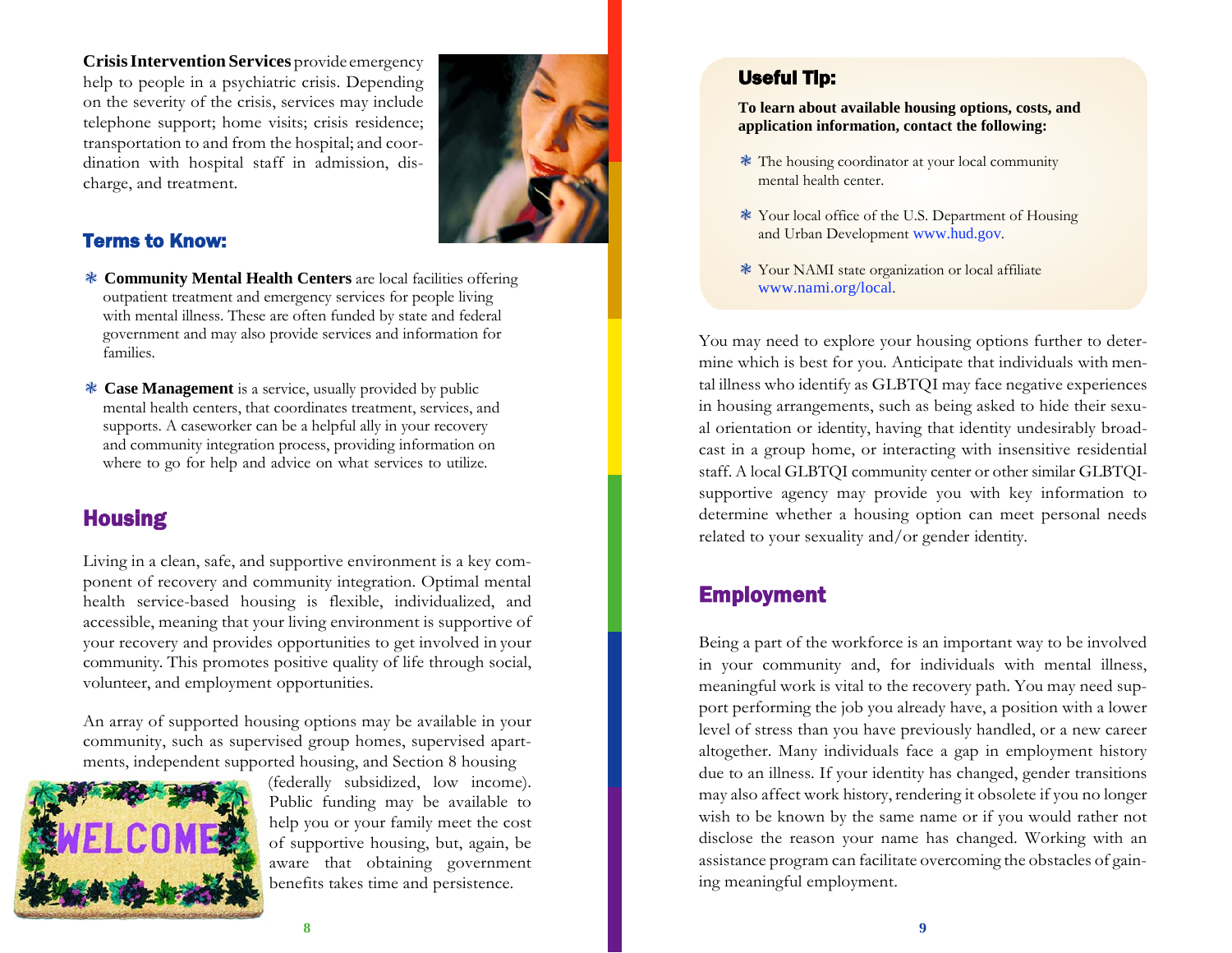**Crisis Intervention Services** provide emergency help to people in a psychiatric crisis. Depending on the severity of the crisis, services may include telephone support; home visits; crisis residence; transportation to and from the hospital; and coordination with hospital staff in admission, discharge, and treatment.

### Terms to Know:

- **Community Mental Health Centers** are local facilities offering outpatient treatment and emergency services for people living with mental illness. These are often funded by state and federal government and may also provide services and information for families.

- **Case Management** is a service, usually provided by public mental health centers, that coordinates treatment, services, and supports. A caseworker can be a helpful ally in your recovery and community integration process, providing information on where to go for help and advice on what services to utilize.

## Housing

Living in a clean, safe, and supportive environment is a key component of recovery and community integration. Optimal mental health service-based housing is flexible, individualized, and accessible, meaning that your living environment is supportive of your recovery and provides opportunities to get involved in your community. This promotes positive quality of life through social, volunteer, and employment opportunities.

An array of supported housing options may be available in your community, such as supervised group homes, supervised apartments, independent supported housing, and Section 8 housing (federally subsidized, low income). Public funding may be available to help you or your family meet the cost of supportive housing, but, again, be aware that obtaining government benefits takes time and persistence.

### Useful Tip:

**To learn about available housing options, costs, and application information, contact the following:**

- The housing coordinator at your local community mental health center.

- Your local office of the U.S. Department of Housing and Urban Development www.hud.gov.

- Your NAMI state organization or local affiliate www.nami.org/local.

You may need to explore your housing options further to determine which is best for you. Anticipate that individuals with mental illness who identify as GLBTQI may face negative experiences in housing arrangements, such as being asked to hide their sexual orientation or identity, having that identity undesirably broadcast in a group home, or interacting with insensitive residential staff. A local GLBTQI community center or other similar GLBTQI-supportive agency may provide you with key information to determine whether a housing option can meet personal needs related to your sexuality and/or gender identity.

## Employment

Being a part of the workforce is an important way to be involved in your community and, for individuals with mental illness, meaningful work is vital to the recovery path. You may need support performing the job you already have, a position with a lower level of stress than you have previously handled, or a new career altogether. Many individuals face a gap in employment history due to an illness. If your identity has changed, gender transitions may also affect work history, rendering it obsolete if you no longer wish to be known by the same name or if you would rather not disclose the reason your name has changed. Working with an assistance program can facilitate overcoming the obstacles of gaining meaningful employment.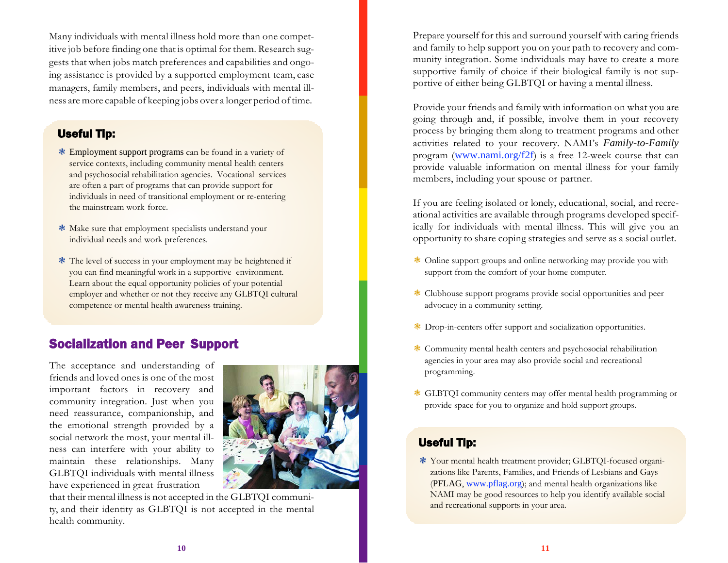Many individuals with mental illness hold more than one competitive job before finding one that is optimal for them. Research suggests that when jobs match preferences and capabilities and ongoing assistance is provided by a supported employment team, case managers, family members, and peers, individuals with mental illness are more capable of keeping jobs over a longer period of time.

**Useful Tip:**

- Employment support programs can be found in a variety of service contexts, including community mental health centers and psychosocial rehabilitation agencies. Vocational services are often a part of programs that can provide support for individuals in need of transitional employment or re-entering the mainstream work force.
- Make sure that employment specialists understand your individual needs and work preferences.
- The level of success in your employment may be heightened if you can find meaningful work in a supportive environment. Learn about the equal opportunity policies of your potential employer and whether or not they receive any GLBTQI cultural competence or mental health awareness training.

## Socialization and Peer Support

The acceptance and understanding of friends and loved ones is one of the most important factors in recovery and community integration. Just when you need reassurance, companionship, and the emotional strength provided by a social network the most, your mental illness can interfere with your ability to maintain these relationships. Many GLBTQI individuals with mental illness have experienced in great frustration that their mental illness is not accepted in the GLBTQI community, and their identity as GLBTQI is not accepted in the mental health community.

Prepare yourself for this and surround yourself with caring friends and family to help support you on your path to recovery and community integration. Some individuals may have to create a more supportive family of choice if their biological family is not supportive of either being GLBTQI or having a mental illness.

Provide your friends and family with information on what you are going through and, if possible, involve them in your recovery process by bringing them along to treatment programs and other activities related to your recovery. NAMI's *Family-to-Family* program (www.nami.org/f2f) is a free 12-week course that can provide valuable information on mental illness for your family members, including your spouse or partner.

If you are feeling isolated or lonely, educational, social, and recreational activities are available through programs developed specifically for individuals with mental illness. This will give you an opportunity to share coping strategies and serve as a social outlet.

- Online support groups and online networking may provide you with support from the comfort of your home computer.
- Clubhouse support programs provide social opportunities and peer advocacy in a community setting.
- Drop-in-centers offer support and socialization opportunities.
- Community mental health centers and psychosocial rehabilitation agencies in your area may also provide social and recreational programming.
- GLBTQI community centers may offer mental health programming or provide space for you to organize and hold support groups.

**Useful Tip:**

- Your mental health treatment provider; GLBTQI-focused organizations like Parents, Families, and Friends of Lesbians and Gays (PFLAG, www.pflag.org); and mental health organizations like NAMI may be good resources to help you identify available social and recreational supports in your area.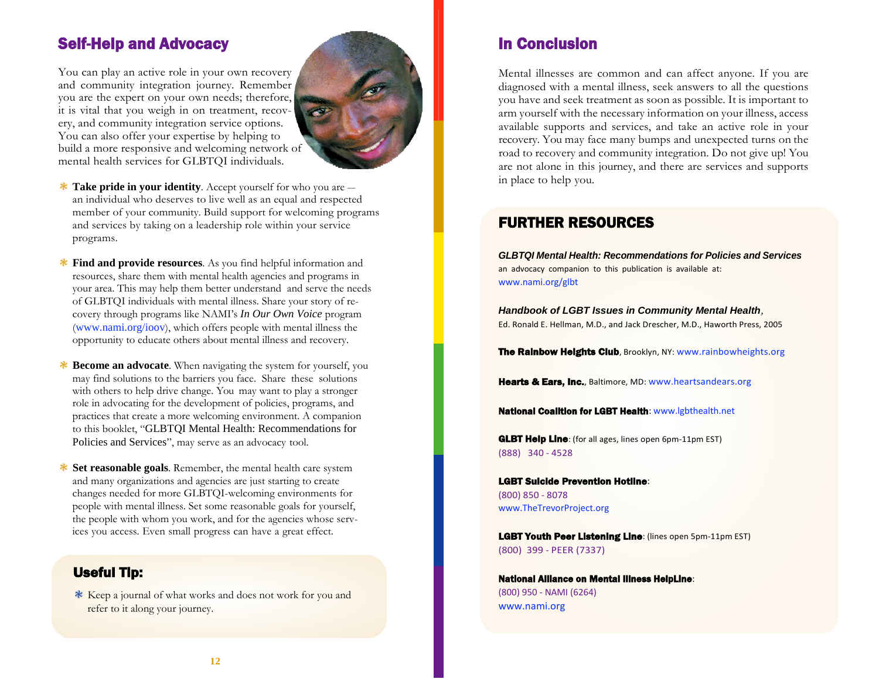## Self-Help and Advocacy

You can play an active role in your own recovery and community integration journey. Remember you are the expert on your own needs; therefore, it is vital that you weigh in on treatment, recovery, and community integration service options. You can also offer your expertise by helping to build a more responsive and welcoming network of mental health services for GLBTQI individuals.

- **Take pride in your identity**. Accept yourself for who you are — an individual who deserves to live well as an equal and respected member of your community. Build support for welcoming programs and services by taking on a leadership role within your service programs.
- **Find and provide resources**. As you find helpful information and resources, share them with mental health agencies and programs in your area. This may help them better understand and serve the needs of GLBTQI individuals with mental illness. Share your story of recovery through programs like NAMI's *In Our Own Voice* program (www.nami.org/ioov), which offers people with mental illness the opportunity to educate others about mental illness and recovery.
- **Become an advocate**. When navigating the system for yourself, you may find solutions to the barriers you face. Share these solutions with others to help drive change. You may want to play a stronger role in advocating for the development of policies, programs, and practices that create a more welcoming environment. A companion to this booklet, "GLBTQI Mental Health: Recommendations for Policies and Services", may serve as an advocacy tool.
- **Set reasonable goals**. Remember, the mental health care system and many organizations and agencies are just starting to create changes needed for more GLBTQI-welcoming environments for people with mental illness. Set some reasonable goals for yourself, the people with whom you work, and for the agencies whose services you access. Even small progress can have a great effect.

### Useful Tip:

- Keep a journal of what works and does not work for you and refer to it along your journey.

## In Conclusion

Mental illnesses are common and can affect anyone. If you are diagnosed with a mental illness, seek answers to all the questions you have and seek treatment as soon as possible. It is important to arm yourself with the necessary information on your illness, access available supports and services, and take an active role in your recovery. You may face many bumps and unexpected turns on the road to recovery and community integration. Do not give up! You are not alone in this journey, and there are services and supports in place to help you.

## FURTHER RESOURCES

***GLBTQI Mental Health: Recommendations for Policies and Services***
an advocacy companion to this publication is available at:
www.nami.org/glbt

***Handbook of LGBT Issues in Community Mental Health***,
Ed. Ronald E. Hellman, M.D., and Jack Drescher, M.D., Haworth Press, 2005

**The Rainbow Heights Club**, Brooklyn, NY: www.rainbowheights.org

**Hearts & Ears, Inc.**, Baltimore, MD: www.heartsandears.org

**National Coalition for LGBT Health**: www.lgbthealth.net

**GLBT Help Line**: (for all ages, lines open 6pm-11pm EST)
(888) 340 - 4528

**LGBT Suicide Prevention Hotline**:
(800) 850 - 8078
www.TheTrevorProject.org

**LGBT Youth Peer Listening Line**: (lines open 5pm-11pm EST)
(800) 399 - PEER (7337)

**National Alliance on Mental Illness HelpLine**:
(800) 950 - NAMI (6264)
www.nami.org